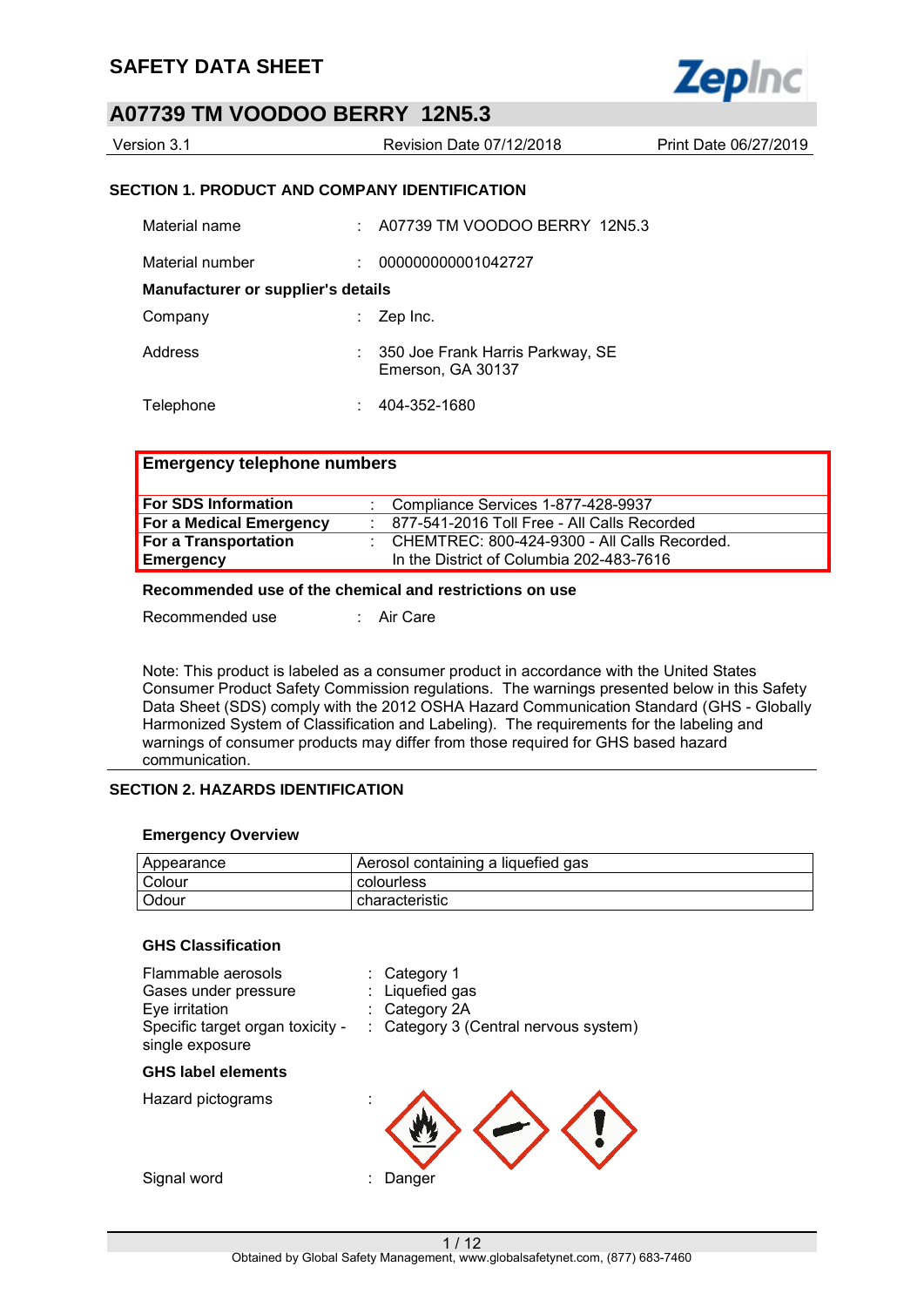# SAFETY DATA SHEET

## A07739 TM VOODOO BERRY 12N5.3

| Version 3.1 | Revision Date 07/12/2018 | Print Date 06/27/2019 |
|---|---|---|

### SECTION 1. PRODUCT AND COMPANY IDENTIFICATION

Material name : A07739 TM VOODOO BERRY 12N5.3

Material number : 000000000001042727

**Manufacturer or supplier's details**

Company : Zep Inc.

Address : 350 Joe Frank Harris Parkway, SE
Emerson, GA 30137

Telephone : 404-352-1680

| **Emergency telephone numbers** | |
|---|---|
| **For SDS Information** | : Compliance Services 1-877-428-9937 |
| **For a Medical Emergency** | : 877-541-2016 Toll Free - All Calls Recorded |
| **For a Transportation Emergency** | : CHEMTREC: 800-424-9300 - All Calls Recorded. In the District of Columbia 202-483-7616 |

**Recommended use of the chemical and restrictions on use**

Recommended use : Air Care

Note: This product is labeled as a consumer product in accordance with the United States Consumer Product Safety Commission regulations. The warnings presented below in this Safety Data Sheet (SDS) comply with the 2012 OSHA Hazard Communication Standard (GHS - Globally Harmonized System of Classification and Labeling). The requirements for the labeling and warnings of consumer products may differ from those required for GHS based hazard communication.

### SECTION 2. HAZARDS IDENTIFICATION

**Emergency Overview**

| Appearance | Aerosol containing a liquefied gas |
|---|---|
| Colour | colourless |
| Odour | characteristic |

**GHS Classification**

Flammable aerosols : Category 1
Gases under pressure : Liquefied gas
Eye irritation : Category 2A
Specific target organ toxicity - single exposure : Category 3 (Central nervous system)

**GHS label elements**

Hazard pictograms :

Signal word : Danger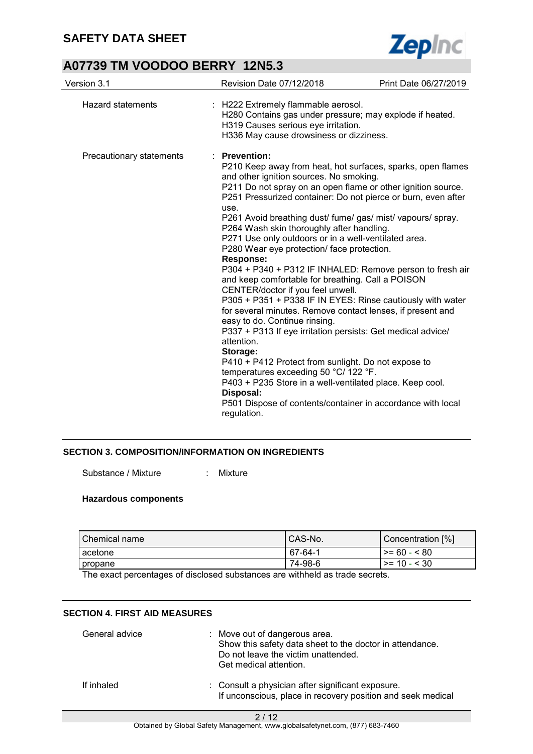Hazard statements : H222 Extremely flammable aerosol.
H280 Contains gas under pressure; may explode if heated.
H319 Causes serious eye irritation.
H336 May cause drowsiness or dizziness.

Precautionary statements : **Prevention:**
P210 Keep away from heat, hot surfaces, sparks, open flames and other ignition sources. No smoking.
P211 Do not spray on an open flame or other ignition source.
P251 Pressurized container: Do not pierce or burn, even after use.
P261 Avoid breathing dust/ fume/ gas/ mist/ vapours/ spray.
P264 Wash skin thoroughly after handling.
P271 Use only outdoors or in a well-ventilated area.
P280 Wear eye protection/ face protection.
**Response:**
P304 + P340 + P312 IF INHALED: Remove person to fresh air and keep comfortable for breathing. Call a POISON CENTER/doctor if you feel unwell.
P305 + P351 + P338 IF IN EYES: Rinse cautiously with water for several minutes. Remove contact lenses, if present and easy to do. Continue rinsing.
P337 + P313 If eye irritation persists: Get medical advice/ attention.
**Storage:**
P410 + P412 Protect from sunlight. Do not expose to temperatures exceeding 50 °C/ 122 °F.
P403 + P235 Store in a well-ventilated place. Keep cool.
**Disposal:**
P501 Dispose of contents/container in accordance with local regulation.

## SECTION 3. COMPOSITION/INFORMATION ON INGREDIENTS

Substance / Mixture : Mixture

**Hazardous components**

| Chemical name | CAS-No. | Concentration [%] |
|---|---|---|
| acetone | 67-64-1 | >= 60 - < 80 |
| propane | 74-98-6 | >= 10 - < 30 |

The exact percentages of disclosed substances are withheld as trade secrets.

## SECTION 4. FIRST AID MEASURES

General advice : Move out of dangerous area.
Show this safety data sheet to the doctor in attendance.
Do not leave the victim unattended.
Get medical attention.

If inhaled : Consult a physician after significant exposure.
If unconscious, place in recovery position and seek medical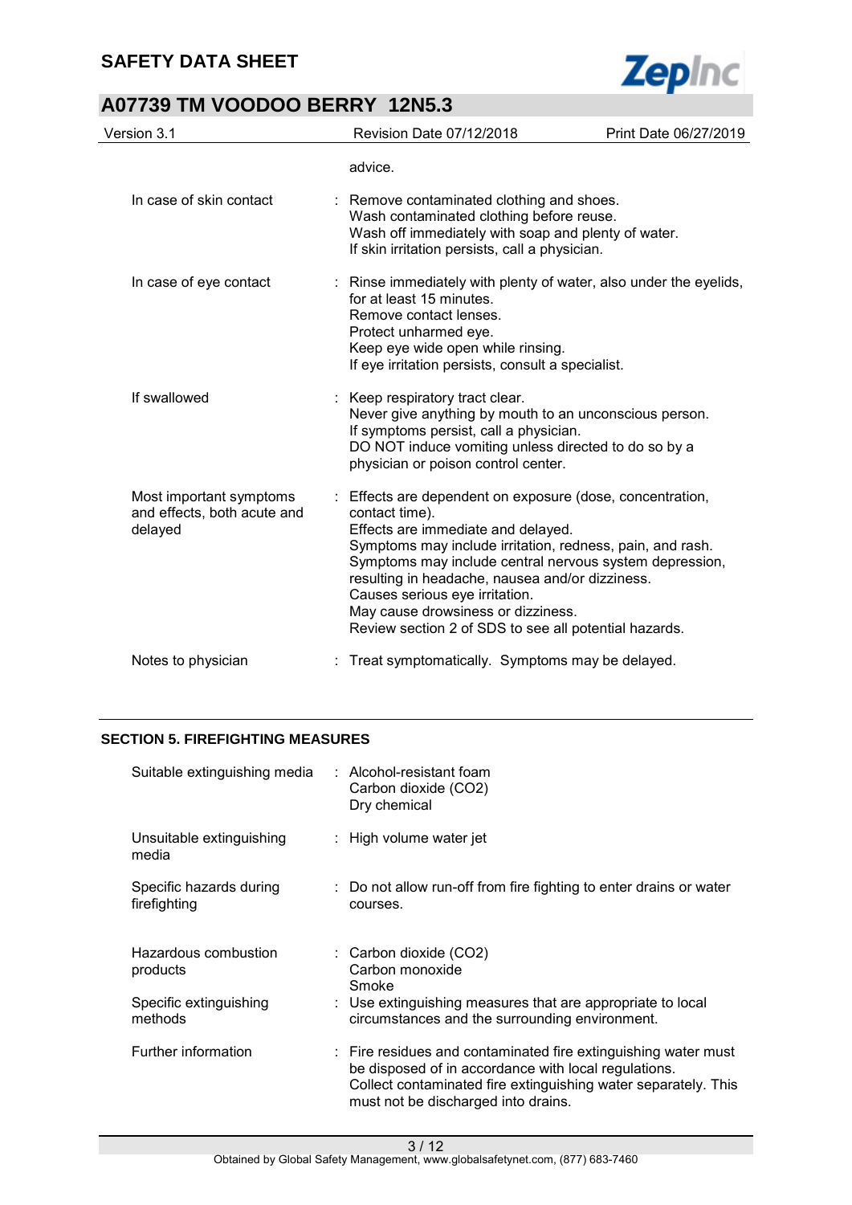advice.

| | |
|---|---|
| In case of skin contact | : Remove contaminated clothing and shoes.<br>Wash contaminated clothing before reuse.<br>Wash off immediately with soap and plenty of water.<br>If skin irritation persists, call a physician. |
| In case of eye contact | : Rinse immediately with plenty of water, also under the eyelids, for at least 15 minutes.<br>Remove contact lenses.<br>Protect unharmed eye.<br>Keep eye wide open while rinsing.<br>If eye irritation persists, consult a specialist. |
| If swallowed | : Keep respiratory tract clear.<br>Never give anything by mouth to an unconscious person.<br>If symptoms persist, call a physician.<br>DO NOT induce vomiting unless directed to do so by a physician or poison control center. |
| Most important symptoms and effects, both acute and delayed | : Effects are dependent on exposure (dose, concentration, contact time).<br>Effects are immediate and delayed.<br>Symptoms may include irritation, redness, pain, and rash.<br>Symptoms may include central nervous system depression, resulting in headache, nausea and/or dizziness.<br>Causes serious eye irritation.<br>May cause drowsiness or dizziness.<br>Review section 2 of SDS to see all potential hazards. |
| Notes to physician | : Treat symptomatically. Symptoms may be delayed. |

## SECTION 5. FIREFIGHTING MEASURES

| | |
|---|---|
| Suitable extinguishing media | : Alcohol-resistant foam<br>Carbon dioxide ($CO_2$)<br>Dry chemical |
| Unsuitable extinguishing media | : High volume water jet |
| Specific hazards during firefighting | : Do not allow run-off from fire fighting to enter drains or water courses. |
| Hazardous combustion products | : Carbon dioxide ($CO_2$)<br>Carbon monoxide<br>Smoke |
| Specific extinguishing methods | : Use extinguishing measures that are appropriate to local circumstances and the surrounding environment. |
| Further information | : Fire residues and contaminated fire extinguishing water must be disposed of in accordance with local regulations.<br>Collect contaminated fire extinguishing water separately. This must not be discharged into drains. |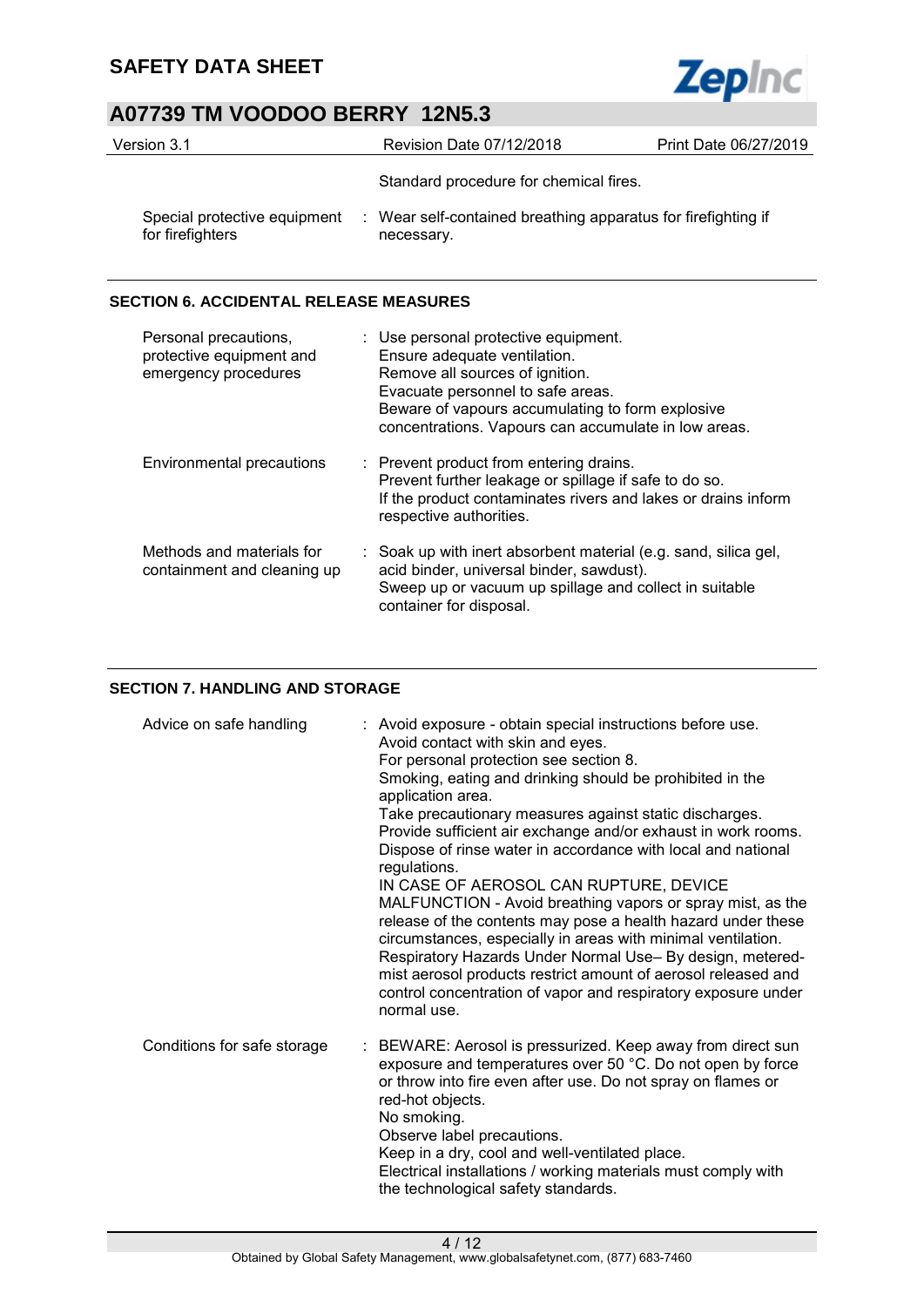Standard procedure for chemical fires.

| | |
|---|---|
| Special protective equipment for firefighters | : Wear self-contained breathing apparatus for firefighting if necessary. |

## SECTION 6. ACCIDENTAL RELEASE MEASURES

| | |
|---|---|
| Personal precautions, protective equipment and emergency procedures | : Use personal protective equipment.<br>Ensure adequate ventilation.<br>Remove all sources of ignition.<br>Evacuate personnel to safe areas.<br>Beware of vapours accumulating to form explosive concentrations. Vapours can accumulate in low areas. |
| Environmental precautions | : Prevent product from entering drains.<br>Prevent further leakage or spillage if safe to do so.<br>If the product contaminates rivers and lakes or drains inform respective authorities. |
| Methods and materials for containment and cleaning up | : Soak up with inert absorbent material (e.g. sand, silica gel, acid binder, universal binder, sawdust).<br>Sweep up or vacuum up spillage and collect in suitable container for disposal. |

## SECTION 7. HANDLING AND STORAGE

| | |
|---|---|
| Advice on safe handling | : Avoid exposure - obtain special instructions before use.<br>Avoid contact with skin and eyes.<br>For personal protection see section 8.<br>Smoking, eating and drinking should be prohibited in the application area.<br>Take precautionary measures against static discharges.<br>Provide sufficient air exchange and/or exhaust in work rooms.<br>Dispose of rinse water in accordance with local and national regulations.<br>IN CASE OF AEROSOL CAN RUPTURE, DEVICE MALFUNCTION - Avoid breathing vapors or spray mist, as the release of the contents may pose a health hazard under these circumstances, especially in areas with minimal ventilation.<br>Respiratory Hazards Under Normal Use– By design, metered-mist aerosol products restrict amount of aerosol released and control concentration of vapor and respiratory exposure under normal use. |
| Conditions for safe storage | : BEWARE: Aerosol is pressurized. Keep away from direct sun exposure and temperatures over 50 °C. Do not open by force or throw into fire even after use. Do not spray on flames or red-hot objects.<br>No smoking.<br>Observe label precautions.<br>Keep in a dry, cool and well-ventilated place.<br>Electrical installations / working materials must comply with the technological safety standards. |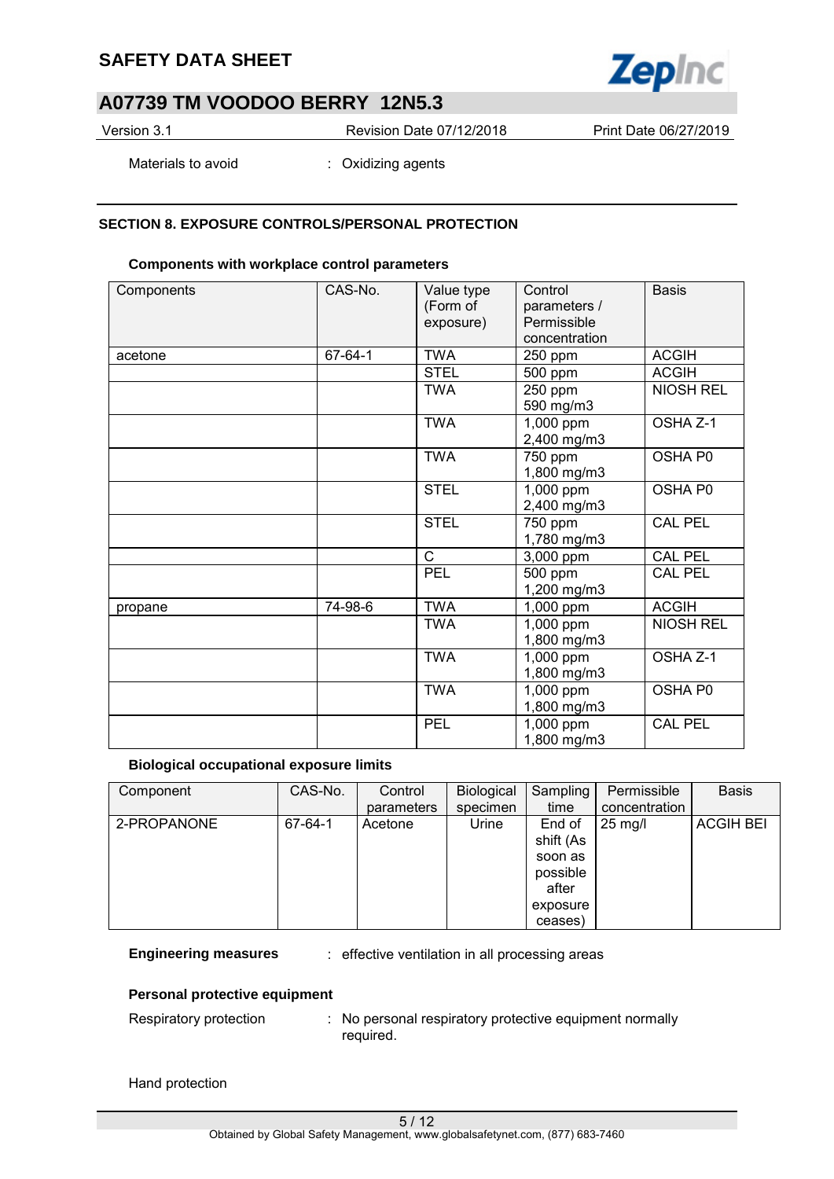Materials to avoid : Oxidizing agents

## SECTION 8. EXPOSURE CONTROLS/PERSONAL PROTECTION

**Components with workplace control parameters**

| Components | CAS-No. | Value type (Form of exposure) | Control parameters / Permissible concentration | Basis |
|---|---|---|---|---|
| acetone | 67-64-1 | TWA | 250 ppm | ACGIH |
| | | STEL | 500 ppm | ACGIH |
| | | TWA | 250 ppm 590 mg/m3 | NIOSH REL |
| | | TWA | 1,000 ppm 2,400 mg/m3 | OSHA Z-1 |
| | | TWA | 750 ppm 1,800 mg/m3 | OSHA P0 |
| | | STEL | 1,000 ppm 2,400 mg/m3 | OSHA P0 |
| | | STEL | 750 ppm 1,780 mg/m3 | CAL PEL |
| | | C | 3,000 ppm | CAL PEL |
| | | PEL | 500 ppm 1,200 mg/m3 | CAL PEL |
| propane | 74-98-6 | TWA | 1,000 ppm | ACGIH |
| | | TWA | 1,000 ppm 1,800 mg/m3 | NIOSH REL |
| | | TWA | 1,000 ppm 1,800 mg/m3 | OSHA Z-1 |
| | | TWA | 1,000 ppm 1,800 mg/m3 | OSHA P0 |
| | | PEL | 1,000 ppm 1,800 mg/m3 | CAL PEL |

**Biological occupational exposure limits**

| Component | CAS-No. | Control parameters | Biological specimen | Sampling time | Permissible concentration | Basis |
|---|---|---|---|---|---|---|
| 2-PROPANONE | 67-64-1 | Acetone | Urine | End of shift (As soon as possible after exposure ceases) | 25 mg/l | ACGIH BEI |

**Engineering measures** : effective ventilation in all processing areas

**Personal protective equipment**

Respiratory protection : No personal respiratory protective equipment normally required.

Hand protection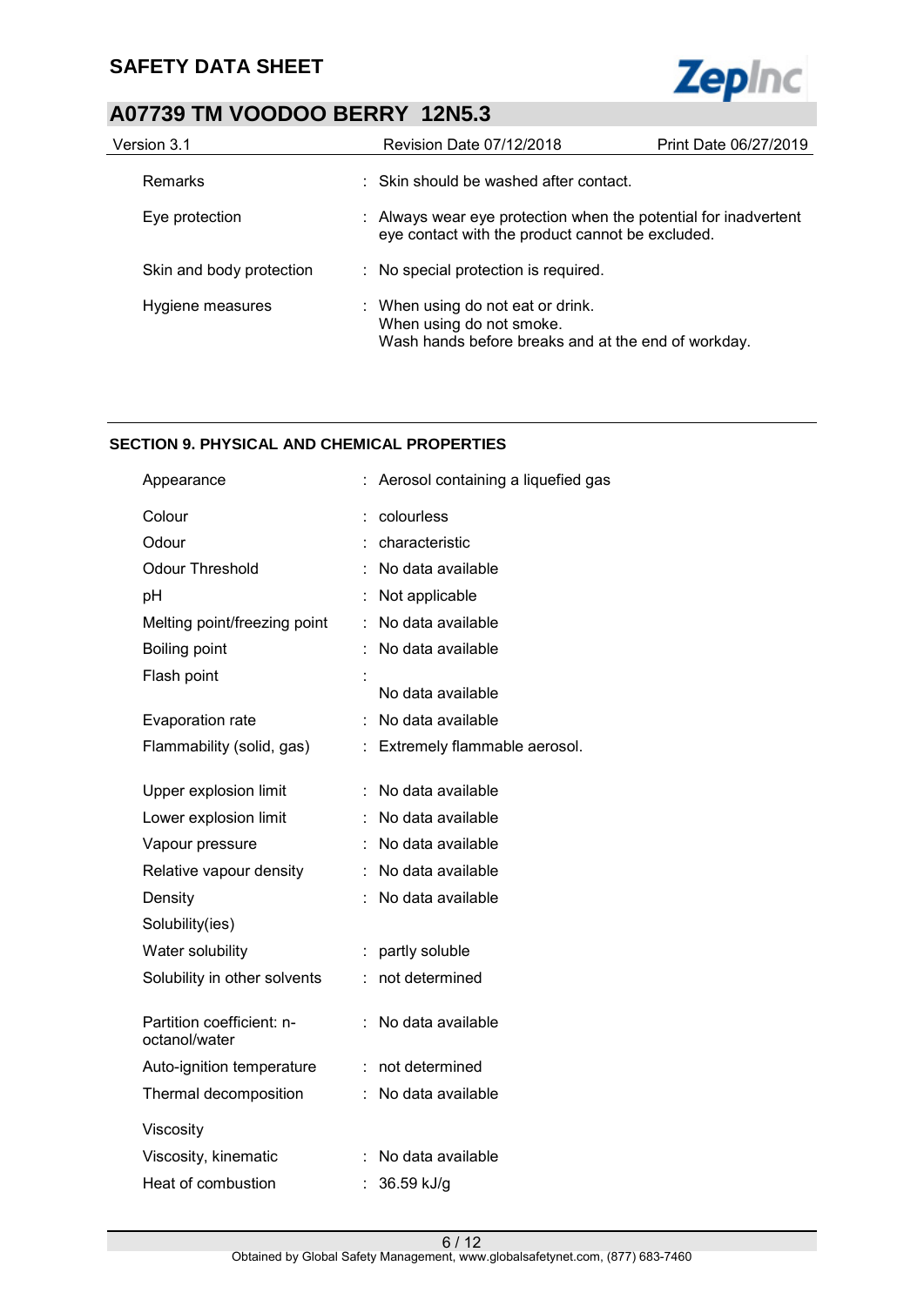| | |
|---|---|
| Remarks | : Skin should be washed after contact. |
| Eye protection | : Always wear eye protection when the potential for inadvertent eye contact with the product cannot be excluded. |
| Skin and body protection | : No special protection is required. |
| Hygiene measures | : When using do not eat or drink.<br>When using do not smoke.<br>Wash hands before breaks and at the end of workday. |

## SECTION 9. PHYSICAL AND CHEMICAL PROPERTIES

| | |
|---|---|
| Appearance | : Aerosol containing a liquefied gas |
| Colour | : colourless |
| Odour | : characteristic |
| Odour Threshold | : No data available |
| pH | : Not applicable |
| Melting point/freezing point | : No data available |
| Boiling point | : No data available |
| Flash point | : No data available |
| Evaporation rate | : No data available |
| Flammability (solid, gas) | : Extremely flammable aerosol. |
| Upper explosion limit | : No data available |
| Lower explosion limit | : No data available |
| Vapour pressure | : No data available |
| Relative vapour density | : No data available |
| Density | : No data available |
| Solubility(ies) | |
| Water solubility | : partly soluble |
| Solubility in other solvents | : not determined |
| Partition coefficient: n-octanol/water | : No data available |
| Auto-ignition temperature | : not determined |
| Thermal decomposition | : No data available |
| Viscosity | |
| Viscosity, kinematic | : No data available |
| Heat of combustion | : 36.59 kJ/g |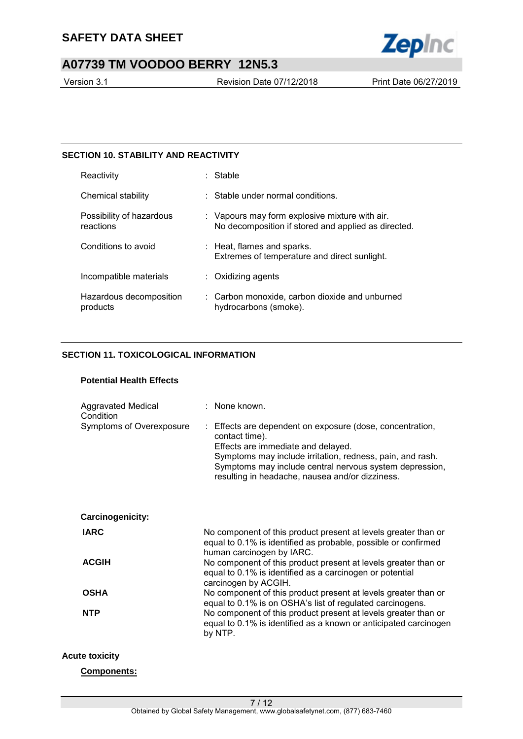## SECTION 10. STABILITY AND REACTIVITY

| | |
|---|---|
| Reactivity | : Stable |
| Chemical stability | : Stable under normal conditions. |
| Possibility of hazardous reactions | : Vapours may form explosive mixture with air. No decomposition if stored and applied as directed. |
| Conditions to avoid | : Heat, flames and sparks. Extremes of temperature and direct sunlight. |
| Incompatible materials | : Oxidizing agents |
| Hazardous decomposition products | : Carbon monoxide, carbon dioxide and unburned hydrocarbons (smoke). |

## SECTION 11. TOXICOLOGICAL INFORMATION

### Potential Health Effects

| | |
|---|---|
| Aggravated Medical Condition | : None known. |
| Symptoms of Overexposure | : Effects are dependent on exposure (dose, concentration, contact time). Effects are immediate and delayed. Symptoms may include irritation, redness, pain, and rash. Symptoms may include central nervous system depression, resulting in headache, nausea and/or dizziness. |

**Carcinogenicity:**

| | |
|---|---|
| **IARC** | No component of this product present at levels greater than or equal to 0.1% is identified as probable, possible or confirmed human carcinogen by IARC. |
| **ACGIH** | No component of this product present at levels greater than or equal to 0.1% is identified as a carcinogen or potential carcinogen by ACGIH. |
| **OSHA** | No component of this product present at levels greater than or equal to 0.1% is on OSHA's list of regulated carcinogens. |
| **NTP** | No component of this product present at levels greater than or equal to 0.1% is identified as a known or anticipated carcinogen by NTP. |

**Acute toxicity**

**Components:**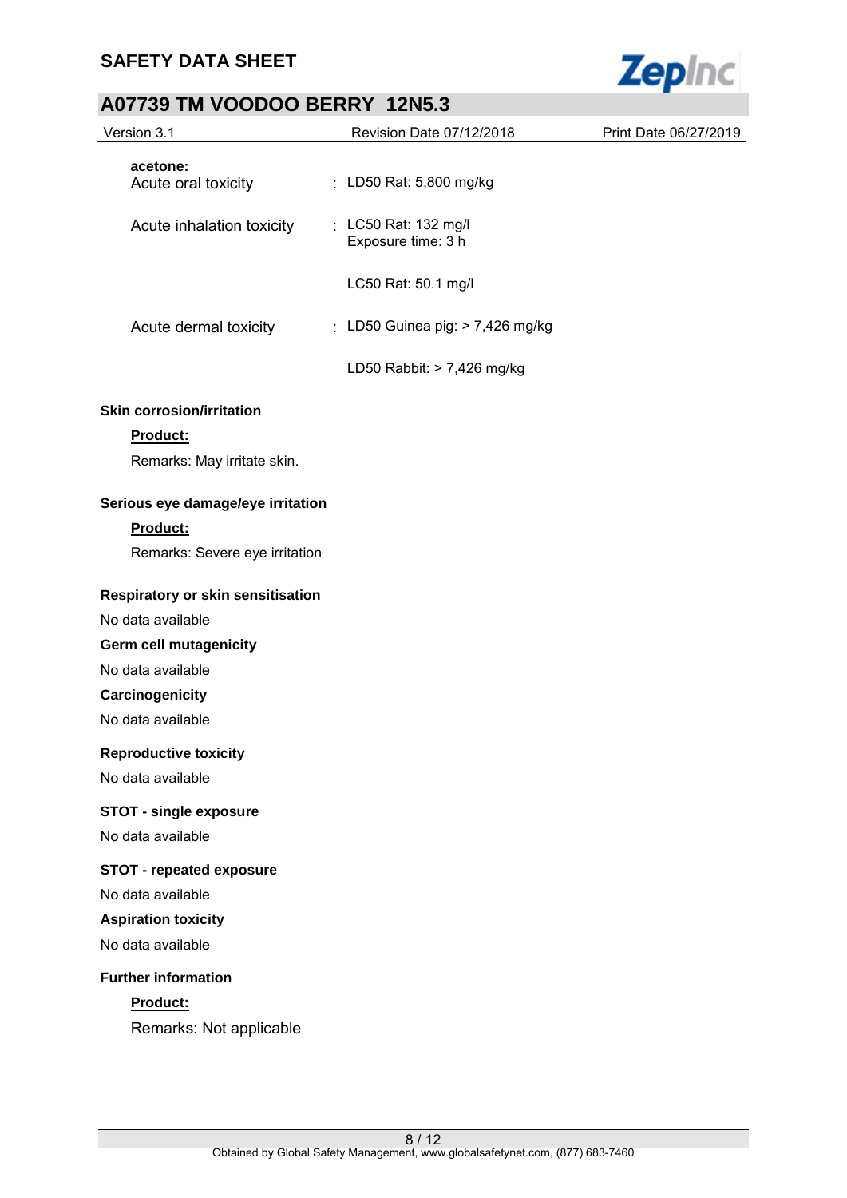**acetone:**

Acute oral toxicity : LD50 Rat: 5,800 mg/kg

Acute inhalation toxicity : LC50 Rat: 132 mg/l
Exposure time: 3 h

LC50 Rat: 50.1 mg/l

Acute dermal toxicity : LD50 Guinea pig: > 7,426 mg/kg

LD50 Rabbit: > 7,426 mg/kg

**Skin corrosion/irritation**

**Product:**

Remarks: May irritate skin.

**Serious eye damage/eye irritation**

**Product:**

Remarks: Severe eye irritation

**Respiratory or skin sensitisation**

No data available

**Germ cell mutagenicity**

No data available

**Carcinogenicity**

No data available

**Reproductive toxicity**

No data available

**STOT - single exposure**

No data available

**STOT - repeated exposure**

No data available

**Aspiration toxicity**

No data available

**Further information**

**Product:**

Remarks: Not applicable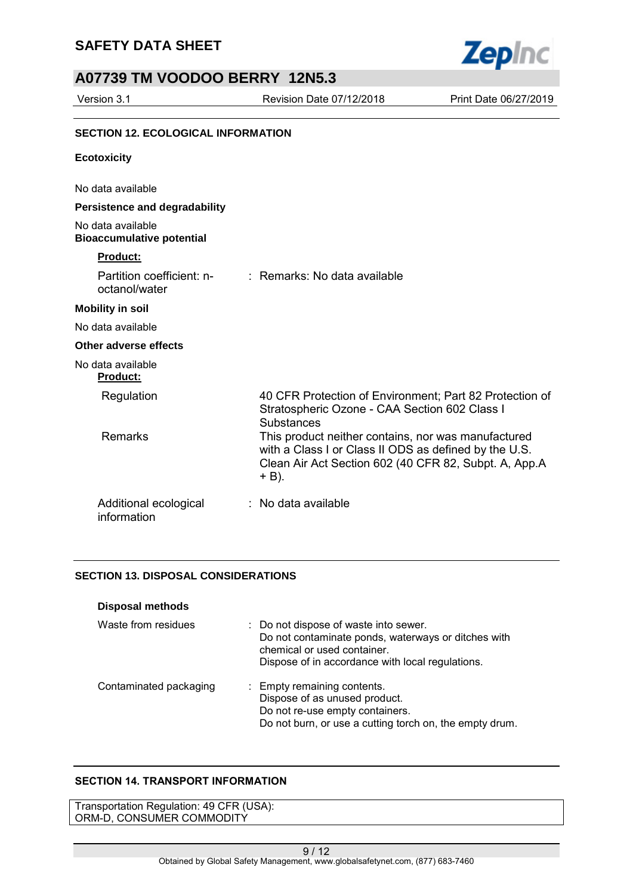## SECTION 12. ECOLOGICAL INFORMATION

### Ecotoxicity

No data available

**Persistence and degradability**

No data available

**Bioaccumulative potential**

**Product:**

| | |
|---|---|
| Partition coefficient: n-octanol/water | : Remarks: No data available |

**Mobility in soil**

No data available

**Other adverse effects**

No data available

**Product:**

| | |
|---|---|
| Regulation | 40 CFR Protection of Environment; Part 82 Protection of Stratospheric Ozone - CAA Section 602 Class I Substances |
| Remarks | This product neither contains, nor was manufactured with a Class I or Class II ODS as defined by the U.S. Clean Air Act Section 602 (40 CFR 82, Subpt. A, App.A + B). |
| Additional ecological information | : No data available |

## SECTION 13. DISPOSAL CONSIDERATIONS

**Disposal methods**

| | |
|---|---|
| Waste from residues | : Do not dispose of waste into sewer.<br>Do not contaminate ponds, waterways or ditches with chemical or used container.<br>Dispose of in accordance with local regulations. |
| Contaminated packaging | : Empty remaining contents.<br>Dispose of as unused product.<br>Do not re-use empty containers.<br>Do not burn, or use a cutting torch on, the empty drum. |

## SECTION 14. TRANSPORT INFORMATION

Transportation Regulation: 49 CFR (USA):
ORM-D, CONSUMER COMMODITY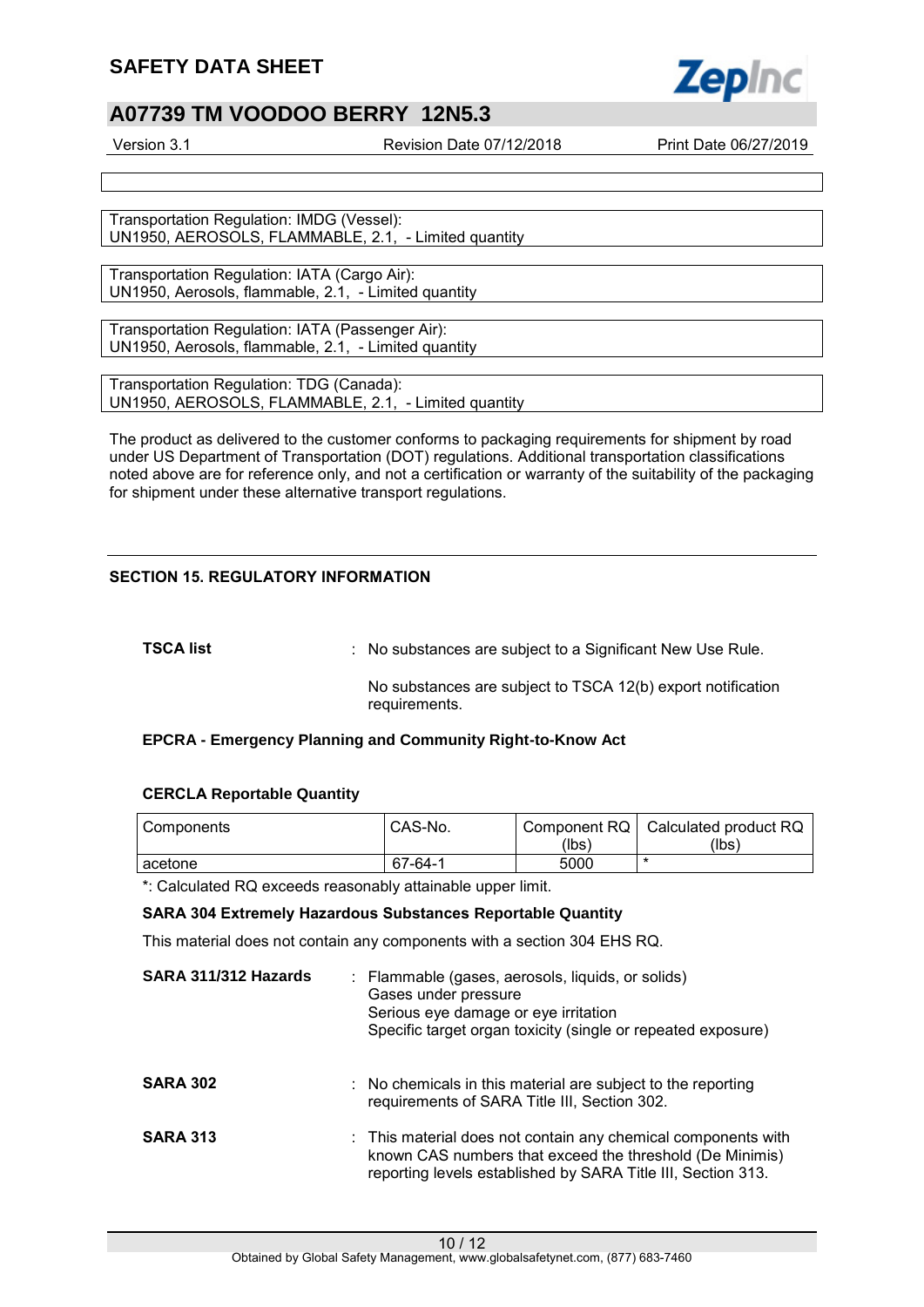Transportation Regulation: IMDG (Vessel):
UN1950, AEROSOLS, FLAMMABLE, 2.1, - Limited quantity

Transportation Regulation: IATA (Cargo Air):
UN1950, Aerosols, flammable, 2.1, - Limited quantity

Transportation Regulation: IATA (Passenger Air):
UN1950, Aerosols, flammable, 2.1, - Limited quantity

Transportation Regulation: TDG (Canada):
UN1950, AEROSOLS, FLAMMABLE, 2.1, - Limited quantity

The product as delivered to the customer conforms to packaging requirements for shipment by road under US Department of Transportation (DOT) regulations. Additional transportation classifications noted above are for reference only, and not a certification or warranty of the suitability of the packaging for shipment under these alternative transport regulations.

## SECTION 15. REGULATORY INFORMATION

**TSCA list** : No substances are subject to a Significant New Use Rule.

No substances are subject to TSCA 12(b) export notification requirements.

**EPCRA - Emergency Planning and Community Right-to-Know Act**

**CERCLA Reportable Quantity**

| Components | CAS-No. | Component RQ (lbs) | Calculated product RQ (lbs) |
|---|---|---|---|
| acetone | 67-64-1 | 5000 | * |

*: Calculated RQ exceeds reasonably attainable upper limit.

**SARA 304 Extremely Hazardous Substances Reportable Quantity**

This material does not contain any components with a section 304 EHS RQ.

**SARA 311/312 Hazards** : Flammable (gases, aerosols, liquids, or solids)
Gases under pressure
Serious eye damage or eye irritation
Specific target organ toxicity (single or repeated exposure)

**SARA 302** : No chemicals in this material are subject to the reporting requirements of SARA Title III, Section 302.

**SARA 313** : This material does not contain any chemical components with known CAS numbers that exceed the threshold (De Minimis) reporting levels established by SARA Title III, Section 313.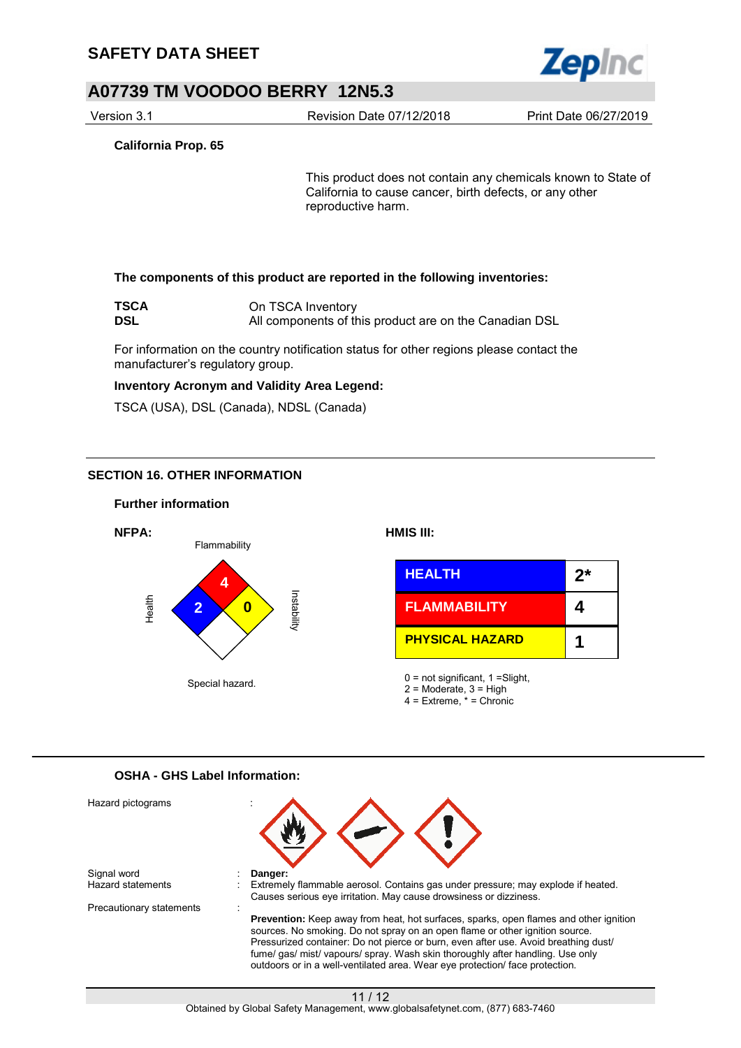**California Prop. 65**

This product does not contain any chemicals known to State of California to cause cancer, birth defects, or any other reproductive harm.

**The components of this product are reported in the following inventories:**

| | |
|---|---|
| **TSCA** | On TSCA Inventory |
| **DSL** | All components of this product are on the Canadian DSL |

For information on the country notification status for other regions please contact the manufacturer's regulatory group.

**Inventory Acronym and Validity Area Legend:**

TSCA (USA), DSL (Canada), NDSL (Canada)

## SECTION 16. OTHER INFORMATION

**Further information**

**NFPA:**

| Category | Rating |
|---|---|
| Health | 2 |
| Flammability | 4 |
| Instability | 0 |
| Special hazard. | |

**HMIS III:**

| | |
|---|---|
| HEALTH | 2* |
| FLAMMABILITY | 4 |
| PHYSICAL HAZARD | 1 |

0 = not significant, 1 =Slight,
2 = Moderate, 3 = High
4 = Extreme, * = Chronic

**OSHA - GHS Label Information:**

Hazard pictograms :

Signal word : **Danger:**

Hazard statements : Extremely flammable aerosol. Contains gas under pressure; may explode if heated. Causes serious eye irritation. May cause drowsiness or dizziness.

Precautionary statements :

**Prevention:** Keep away from heat, hot surfaces, sparks, open flames and other ignition sources. No smoking. Do not spray on an open flame or other ignition source. Pressurized container: Do not pierce or burn, even after use. Avoid breathing dust/ fume/ gas/ mist/ vapours/ spray. Wash skin thoroughly after handling. Use only outdoors or in a well-ventilated area. Wear eye protection/ face protection.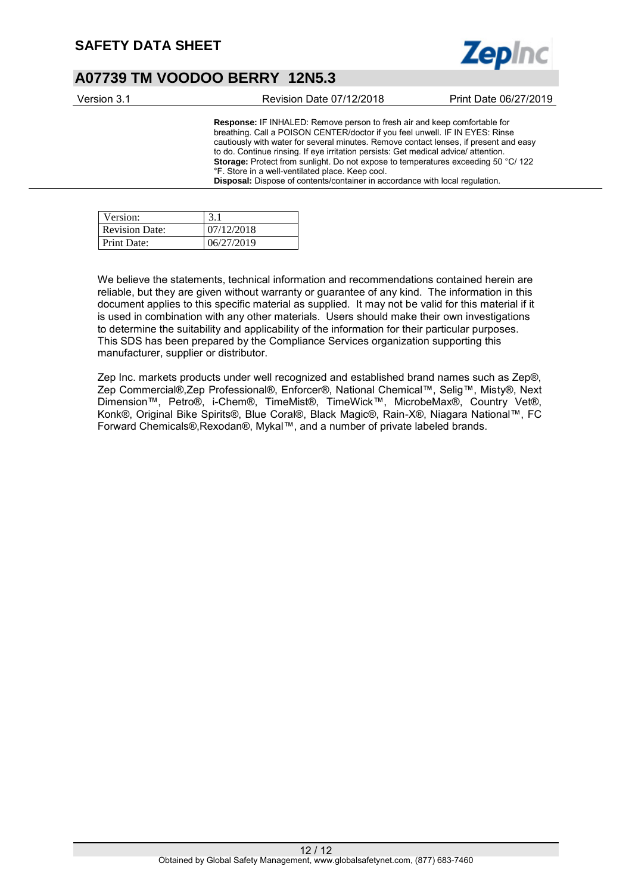**Response:** IF INHALED: Remove person to fresh air and keep comfortable for breathing. Call a POISON CENTER/doctor if you feel unwell. IF IN EYES: Rinse cautiously with water for several minutes. Remove contact lenses, if present and easy to do. Continue rinsing. If eye irritation persists: Get medical advice/ attention.
**Storage:** Protect from sunlight. Do not expose to temperatures exceeding 50 °C/ 122 °F. Store in a well-ventilated place. Keep cool.
**Disposal:** Dispose of contents/container in accordance with local regulation.

| | |
|---|---|
| Version: | 3.1 |
| Revision Date: | 07/12/2018 |
| Print Date: | 06/27/2019 |

We believe the statements, technical information and recommendations contained herein are reliable, but they are given without warranty or guarantee of any kind. The information in this document applies to this specific material as supplied. It may not be valid for this material if it is used in combination with any other materials. Users should make their own investigations to determine the suitability and applicability of the information for their particular purposes. This SDS has been prepared by the Compliance Services organization supporting this manufacturer, supplier or distributor.

Zep Inc. markets products under well recognized and established brand names such as Zep®, Zep Commercial®,Zep Professional®, Enforcer®, National Chemical™, Selig™, Misty®, Next Dimension™, Petro®, i-Chem®, TimeMist®, TimeWick™, MicrobeMax®, Country Vet®, Konk®, Original Bike Spirits®, Blue Coral®, Black Magic®, Rain-X®, Niagara National™, FC Forward Chemicals®,Rexodan®, Mykal™, and a number of private labeled brands.